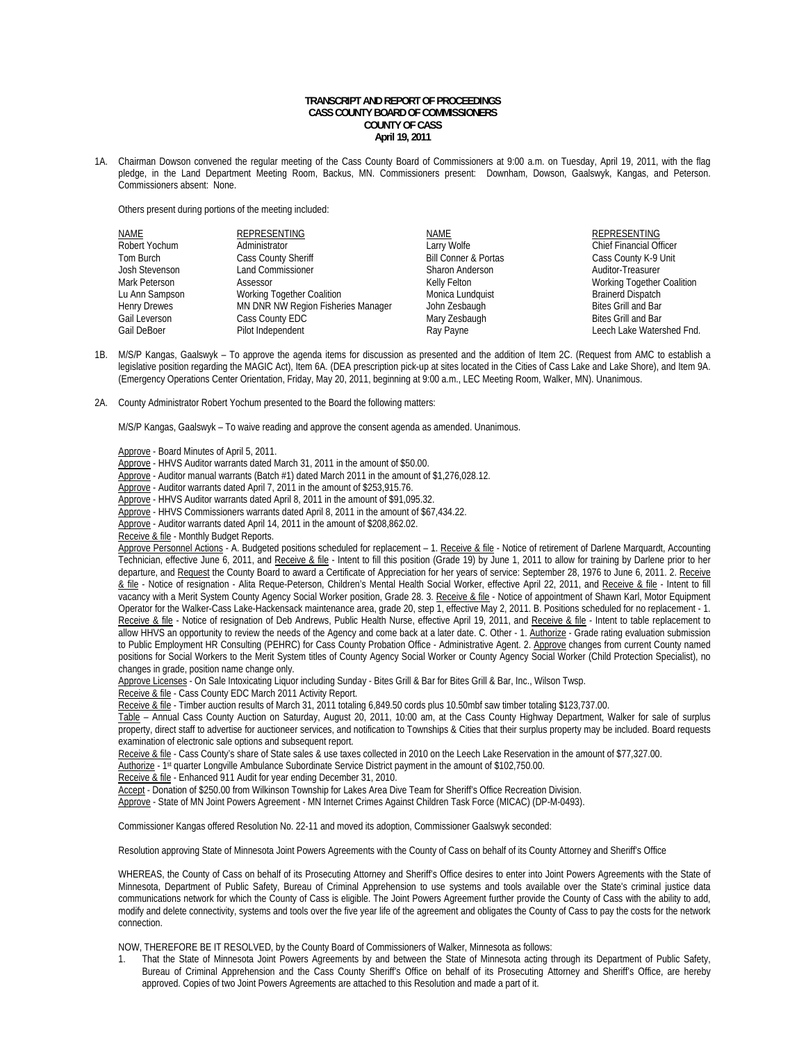**TRANSCRIPT AND REPORT OF PROCEEDINGS**
**CASS COUNTY BOARD OF COMMISSIONERS**
**COUNTY OF CASS**
**April 19, 2011**

1A. Chairman Dowson convened the regular meeting of the Cass County Board of Commissioners at 9:00 a.m. on Tuesday, April 19, 2011, with the flag pledge, in the Land Department Meeting Room, Backus, MN. Commissioners present: Downham, Dowson, Gaalswyk, Kangas, and Peterson. Commissioners absent: None.

Others present during portions of the meeting included:

| NAME | REPRESENTING | NAME | REPRESENTING |
|---|---|---|---|
| Robert Yochum | Administrator | Larry Wolfe | Chief Financial Officer |
| Tom Burch | Cass County Sheriff | Bill Conner & Portas | Cass County K-9 Unit |
| Josh Stevenson | Land Commissioner | Sharon Anderson | Auditor-Treasurer |
| Mark Peterson | Assessor | Kelly Felton | Working Together Coalition |
| Lu Ann Sampson | Working Together Coalition | Monica Lundquist | Brainerd Dispatch |
| Henry Drewes | MN DNR NW Region Fisheries Manager | John Zesbaugh | Bites Grill and Bar |
| Gail Leverson | Cass County EDC | Mary Zesbaugh | Bites Grill and Bar |
| Gail DeBoer | Pilot Independent | Ray Payne | Leech Lake Watershed Fnd. |

1B. M/S/P Kangas, Gaalswyk – To approve the agenda items for discussion as presented and the addition of Item 2C. (Request from AMC to establish a legislative position regarding the MAGIC Act), Item 6A. (DEA prescription pick-up at sites located in the Cities of Cass Lake and Lake Shore), and Item 9A. (Emergency Operations Center Orientation, Friday, May 20, 2011, beginning at 9:00 a.m., LEC Meeting Room, Walker, MN). Unanimous.

2A. County Administrator Robert Yochum presented to the Board the following matters:

M/S/P Kangas, Gaalswyk – To waive reading and approve the consent agenda as amended. Unanimous.

Approve - Board Minutes of April 5, 2011.
Approve - HHVS Auditor warrants dated March 31, 2011 in the amount of $50.00.
Approve - Auditor manual warrants (Batch #1) dated March 2011 in the amount of $1,276,028.12.
Approve - Auditor warrants dated April 7, 2011 in the amount of $253,915.76.
Approve - HHVS Auditor warrants dated April 8, 2011 in the amount of $91,095.32.
Approve - HHVS Commissioners warrants dated April 8, 2011 in the amount of $67,434.22.
Approve - Auditor warrants dated April 14, 2011 in the amount of $208,862.02.
Receive & file - Monthly Budget Reports.
Approve Personnel Actions - A. Budgeted positions scheduled for replacement – 1. Receive & file - Notice of retirement of Darlene Marquardt, Accounting Technician, effective June 6, 2011, and Receive & file - Intent to fill this position (Grade 19) by June 1, 2011 to allow for training by Darlene prior to her departure, and Request the County Board to award a Certificate of Appreciation for her years of service: September 28, 1976 to June 6, 2011. 2. Receive & file - Notice of resignation - Alita Reque-Peterson, Children's Mental Health Social Worker, effective April 22, 2011, and Receive & file - Intent to fill vacancy with a Merit System County Agency Social Worker position, Grade 28. 3. Receive & file - Notice of appointment of Shawn Karl, Motor Equipment Operator for the Walker-Cass Lake-Hackensack maintenance area, grade 20, step 1, effective May 2, 2011. B. Positions scheduled for no replacement - 1. Receive & file - Notice of resignation of Deb Andrews, Public Health Nurse, effective April 19, 2011, and Receive & file - Intent to table replacement to allow HHVS an opportunity to review the needs of the Agency and come back at a later date. C. Other - 1. Authorize - Grade rating evaluation submission to Public Employment HR Consulting (PEHRC) for Cass County Probation Office - Administrative Agent. 2. Approve changes from current County named positions for Social Workers to the Merit System titles of County Agency Social Worker or County Agency Social Worker (Child Protection Specialist), no changes in grade, position name change only.
Approve Licenses - On Sale Intoxicating Liquor including Sunday - Bites Grill & Bar for Bites Grill & Bar, Inc., Wilson Twsp.
Receive & file - Cass County EDC March 2011 Activity Report.
Receive & file - Timber auction results of March 31, 2011 totaling 6,849.50 cords plus 10.50mbf saw timber totaling $123,737.00.
Table – Annual Cass County Auction on Saturday, August 20, 2011, 10:00 am, at the Cass County Highway Department, Walker for sale of surplus property, direct staff to advertise for auctioneer services, and notification to Townships & Cities that their surplus property may be included. Board requests examination of electronic sale options and subsequent report.
Receive & file - Cass County's share of State sales & use taxes collected in 2010 on the Leech Lake Reservation in the amount of $77,327.00.
Authorize - 1st quarter Longville Ambulance Subordinate Service District payment in the amount of $102,750.00.
Receive & file - Enhanced 911 Audit for year ending December 31, 2010.
Accept - Donation of $250.00 from Wilkinson Township for Lakes Area Dive Team for Sheriff's Office Recreation Division.
Approve - State of MN Joint Powers Agreement - MN Internet Crimes Against Children Task Force (MICAC) (DP-M-0493).

Commissioner Kangas offered Resolution No. 22-11 and moved its adoption, Commissioner Gaalswyk seconded:

Resolution approving State of Minnesota Joint Powers Agreements with the County of Cass on behalf of its County Attorney and Sheriff's Office

WHEREAS, the County of Cass on behalf of its Prosecuting Attorney and Sheriff's Office desires to enter into Joint Powers Agreements with the State of Minnesota, Department of Public Safety, Bureau of Criminal Apprehension to use systems and tools available over the State's criminal justice data communications network for which the County of Cass is eligible. The Joint Powers Agreement further provide the County of Cass with the ability to add, modify and delete connectivity, systems and tools over the five year life of the agreement and obligates the County of Cass to pay the costs for the network connection.

NOW, THEREFORE BE IT RESOLVED, by the County Board of Commissioners of Walker, Minnesota as follows:

1. That the State of Minnesota Joint Powers Agreements by and between the State of Minnesota acting through its Department of Public Safety, Bureau of Criminal Apprehension and the Cass County Sheriff's Office on behalf of its Prosecuting Attorney and Sheriff's Office, are hereby approved. Copies of two Joint Powers Agreements are attached to this Resolution and made a part of it.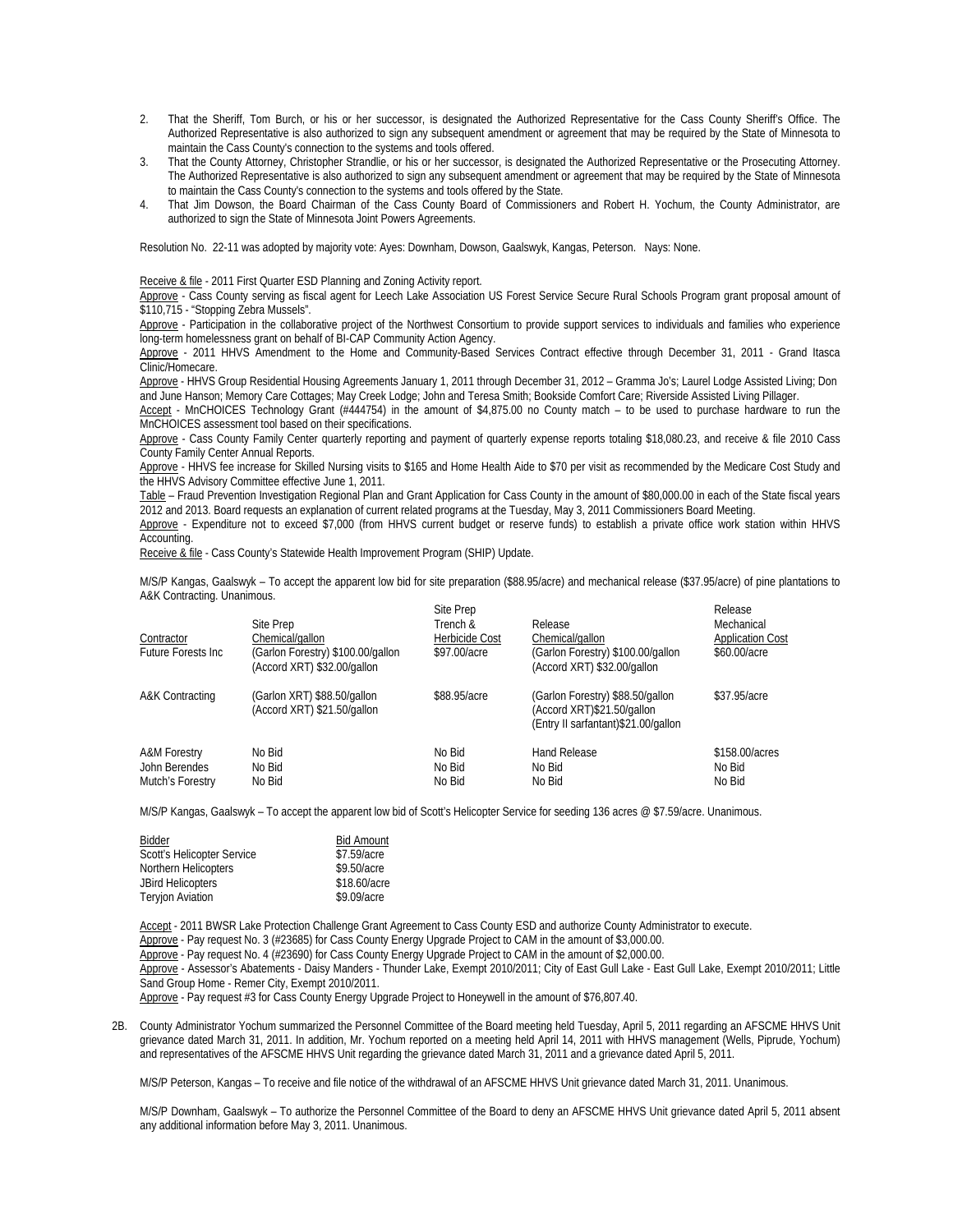2. That the Sheriff, Tom Burch, or his or her successor, is designated the Authorized Representative for the Cass County Sheriff's Office. The Authorized Representative is also authorized to sign any subsequent amendment or agreement that may be required by the State of Minnesota to maintain the Cass County's connection to the systems and tools offered.
3. That the County Attorney, Christopher Strandlie, or his or her successor, is designated the Authorized Representative or the Prosecuting Attorney. The Authorized Representative is also authorized to sign any subsequent amendment or agreement that may be required by the State of Minnesota to maintain the Cass County's connection to the systems and tools offered by the State.
4. That Jim Dowson, the Board Chairman of the Cass County Board of Commissioners and Robert H. Yochum, the County Administrator, are authorized to sign the State of Minnesota Joint Powers Agreements.

Resolution No. 22-11 was adopted by majority vote: Ayes: Downham, Dowson, Gaalswyk, Kangas, Peterson. Nays: None.

Receive & file - 2011 First Quarter ESD Planning and Zoning Activity report.
Approve - Cass County serving as fiscal agent for Leech Lake Association US Forest Service Secure Rural Schools Program grant proposal amount of $110,715 - "Stopping Zebra Mussels".
Approve - Participation in the collaborative project of the Northwest Consortium to provide support services to individuals and families who experience long-term homelessness grant on behalf of BI-CAP Community Action Agency.
Approve - 2011 HHVS Amendment to the Home and Community-Based Services Contract effective through December 31, 2011 - Grand Itasca Clinic/Homecare.
Approve - HHVS Group Residential Housing Agreements January 1, 2011 through December 31, 2012 – Gramma Jo's; Laurel Lodge Assisted Living; Don and June Hanson; Memory Care Cottages; May Creek Lodge; John and Teresa Smith; Bookside Comfort Care; Riverside Assisted Living Pillager.
Accept - MnCHOICES Technology Grant (#444754) in the amount of $4,875.00 no County match – to be used to purchase hardware to run the MnCHOICES assessment tool based on their specifications.
Approve - Cass County Family Center quarterly reporting and payment of quarterly expense reports totaling $18,080.23, and receive & file 2010 Cass County Family Center Annual Reports.
Approve - HHVS fee increase for Skilled Nursing visits to $165 and Home Health Aide to $70 per visit as recommended by the Medicare Cost Study and the HHVS Advisory Committee effective June 1, 2011.
Table – Fraud Prevention Investigation Regional Plan and Grant Application for Cass County in the amount of $80,000.00 in each of the State fiscal years 2012 and 2013. Board requests an explanation of current related programs at the Tuesday, May 3, 2011 Commissioners Board Meeting.
Approve - Expenditure not to exceed $7,000 (from HHVS current budget or reserve funds) to establish a private office work station within HHVS Accounting.
Receive & file - Cass County's Statewide Health Improvement Program (SHIP) Update.

M/S/P Kangas, Gaalswyk – To accept the apparent low bid for site preparation ($88.95/acre) and mechanical release ($37.95/acre) of pine plantations to A&K Contracting. Unanimous.

| Contractor | Site Prep Chemical/gallon | Site Prep Trench & Herbicide Cost | Release Chemical/gallon | Release Mechanical Application Cost |
|---|---|---|---|---|
| Future Forests Inc | (Garlon Forestry) $100.00/gallon (Accord XRT) $32.00/gallon | $97.00/acre | (Garlon Forestry) $100.00/gallon (Accord XRT) $32.00/gallon | $60.00/acre |
| A&K Contracting | (Garlon XRT) $88.50/gallon (Accord XRT) $21.50/gallon | $88.95/acre | (Garlon Forestry) $88.50/gallon (Accord XRT)$21.50/gallon (Entry II sarfantant)$21.00/gallon | $37.95/acre |
| A&M Forestry | No Bid | No Bid | Hand Release | $158.00/acres |
| John Berendes | No Bid | No Bid | No Bid | No Bid |
| Mutch's Forestry | No Bid | No Bid | No Bid | No Bid |

M/S/P Kangas, Gaalswyk – To accept the apparent low bid of Scott's Helicopter Service for seeding 136 acres @ $7.59/acre. Unanimous.

| Bidder | Bid Amount |
|---|---|
| Scott's Helicopter Service | $7.59/acre |
| Northern Helicopters | $9.50/acre |
| JBird Helicopters | $18.60/acre |
| Teryjon Aviation | $9.09/acre |

Accept - 2011 BWSR Lake Protection Challenge Grant Agreement to Cass County ESD and authorize County Administrator to execute.
Approve - Pay request No. 3 (#23685) for Cass County Energy Upgrade Project to CAM in the amount of $3,000.00.
Approve - Pay request No. 4 (#23690) for Cass County Energy Upgrade Project to CAM in the amount of $2,000.00.
Approve - Assessor's Abatements - Daisy Manders - Thunder Lake, Exempt 2010/2011; City of East Gull Lake - East Gull Lake, Exempt 2010/2011; Little Sand Group Home - Remer City, Exempt 2010/2011.
Approve - Pay request #3 for Cass County Energy Upgrade Project to Honeywell in the amount of $76,807.40.

2B. County Administrator Yochum summarized the Personnel Committee of the Board meeting held Tuesday, April 5, 2011 regarding an AFSCME HHVS Unit grievance dated March 31, 2011. In addition, Mr. Yochum reported on a meeting held April 14, 2011 with HHVS management (Wells, Piprude, Yochum) and representatives of the AFSCME HHVS Unit regarding the grievance dated March 31, 2011 and a grievance dated April 5, 2011.

M/S/P Peterson, Kangas – To receive and file notice of the withdrawal of an AFSCME HHVS Unit grievance dated March 31, 2011. Unanimous.

M/S/P Downham, Gaalswyk – To authorize the Personnel Committee of the Board to deny an AFSCME HHVS Unit grievance dated April 5, 2011 absent any additional information before May 3, 2011. Unanimous.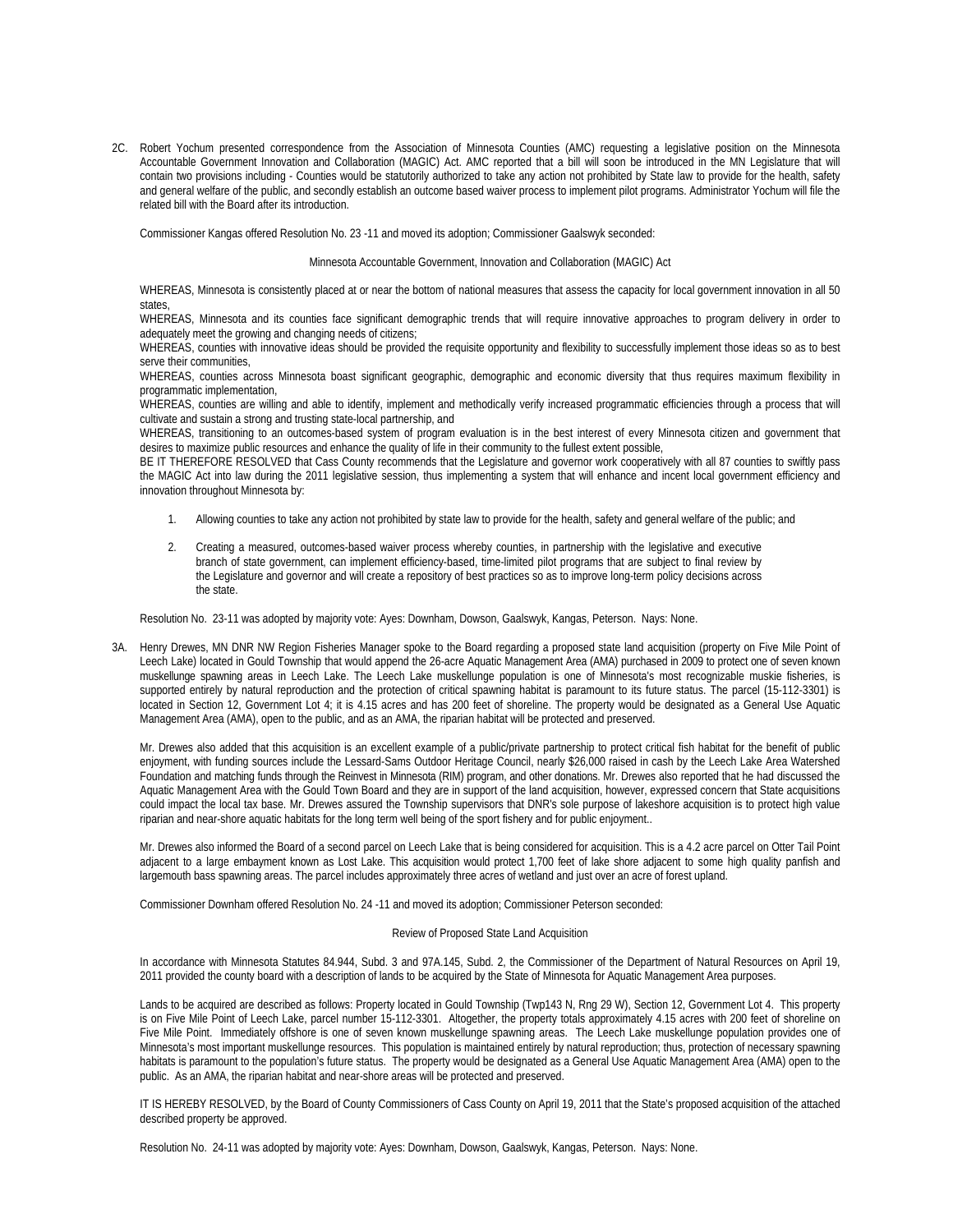2C. Robert Yochum presented correspondence from the Association of Minnesota Counties (AMC) requesting a legislative position on the Minnesota Accountable Government Innovation and Collaboration (MAGIC) Act. AMC reported that a bill will soon be introduced in the MN Legislature that will contain two provisions including - Counties would be statutorily authorized to take any action not prohibited by State law to provide for the health, safety and general welfare of the public, and secondly establish an outcome based waiver process to implement pilot programs. Administrator Yochum will file the related bill with the Board after its introduction.

Commissioner Kangas offered Resolution No. 23 -11 and moved its adoption; Commissioner Gaalswyk seconded:

Minnesota Accountable Government, Innovation and Collaboration (MAGIC) Act

WHEREAS, Minnesota is consistently placed at or near the bottom of national measures that assess the capacity for local government innovation in all 50 states,
WHEREAS, Minnesota and its counties face significant demographic trends that will require innovative approaches to program delivery in order to adequately meet the growing and changing needs of citizens;
WHEREAS, counties with innovative ideas should be provided the requisite opportunity and flexibility to successfully implement those ideas so as to best serve their communities,
WHEREAS, counties across Minnesota boast significant geographic, demographic and economic diversity that thus requires maximum flexibility in programmatic implementation,
WHEREAS, counties are willing and able to identify, implement and methodically verify increased programmatic efficiencies through a process that will cultivate and sustain a strong and trusting state-local partnership, and
WHEREAS, transitioning to an outcomes-based system of program evaluation is in the best interest of every Minnesota citizen and government that desires to maximize public resources and enhance the quality of life in their community to the fullest extent possible,
BE IT THEREFORE RESOLVED that Cass County recommends that the Legislature and governor work cooperatively with all 87 counties to swiftly pass the MAGIC Act into law during the 2011 legislative session, thus implementing a system that will enhance and incent local government efficiency and innovation throughout Minnesota by:

1. Allowing counties to take any action not prohibited by state law to provide for the health, safety and general welfare of the public; and

2. Creating a measured, outcomes-based waiver process whereby counties, in partnership with the legislative and executive branch of state government, can implement efficiency-based, time-limited pilot programs that are subject to final review by the Legislature and governor and will create a repository of best practices so as to improve long-term policy decisions across the state.

Resolution No. 23-11 was adopted by majority vote: Ayes: Downham, Dowson, Gaalswyk, Kangas, Peterson. Nays: None.

3A. Henry Drewes, MN DNR NW Region Fisheries Manager spoke to the Board regarding a proposed state land acquisition (property on Five Mile Point of Leech Lake) located in Gould Township that would append the 26-acre Aquatic Management Area (AMA) purchased in 2009 to protect one of seven known muskellunge spawning areas in Leech Lake. The Leech Lake muskellunge population is one of Minnesota's most recognizable muskie fisheries, is supported entirely by natural reproduction and the protection of critical spawning habitat is paramount to its future status. The parcel (15-112-3301) is located in Section 12, Government Lot 4; it is 4.15 acres and has 200 feet of shoreline. The property would be designated as a General Use Aquatic Management Area (AMA), open to the public, and as an AMA, the riparian habitat will be protected and preserved.

Mr. Drewes also added that this acquisition is an excellent example of a public/private partnership to protect critical fish habitat for the benefit of public enjoyment, with funding sources include the Lessard-Sams Outdoor Heritage Council, nearly $26,000 raised in cash by the Leech Lake Area Watershed Foundation and matching funds through the Reinvest in Minnesota (RIM) program, and other donations. Mr. Drewes also reported that he had discussed the Aquatic Management Area with the Gould Town Board and they are in support of the land acquisition, however, expressed concern that State acquisitions could impact the local tax base. Mr. Drewes assured the Township supervisors that DNR's sole purpose of lakeshore acquisition is to protect high value riparian and near-shore aquatic habitats for the long term well being of the sport fishery and for public enjoyment..

Mr. Drewes also informed the Board of a second parcel on Leech Lake that is being considered for acquisition. This is a 4.2 acre parcel on Otter Tail Point adjacent to a large embayment known as Lost Lake. This acquisition would protect 1,700 feet of lake shore adjacent to some high quality panfish and largemouth bass spawning areas. The parcel includes approximately three acres of wetland and just over an acre of forest upland.

Commissioner Downham offered Resolution No. 24 -11 and moved its adoption; Commissioner Peterson seconded:

Review of Proposed State Land Acquisition

In accordance with Minnesota Statutes 84.944, Subd. 3 and 97A.145, Subd. 2, the Commissioner of the Department of Natural Resources on April 19, 2011 provided the county board with a description of lands to be acquired by the State of Minnesota for Aquatic Management Area purposes.

Lands to be acquired are described as follows: Property located in Gould Township (Twp143 N, Rng 29 W), Section 12, Government Lot 4. This property is on Five Mile Point of Leech Lake, parcel number 15-112-3301. Altogether, the property totals approximately 4.15 acres with 200 feet of shoreline on Five Mile Point. Immediately offshore is one of seven known muskellunge spawning areas. The Leech Lake muskellunge population provides one of Minnesota's most important muskellunge resources. This population is maintained entirely by natural reproduction; thus, protection of necessary spawning habitats is paramount to the population's future status. The property would be designated as a General Use Aquatic Management Area (AMA) open to the public. As an AMA, the riparian habitat and near-shore areas will be protected and preserved.

IT IS HEREBY RESOLVED, by the Board of County Commissioners of Cass County on April 19, 2011 that the State's proposed acquisition of the attached described property be approved.

Resolution No. 24-11 was adopted by majority vote: Ayes: Downham, Dowson, Gaalswyk, Kangas, Peterson. Nays: None.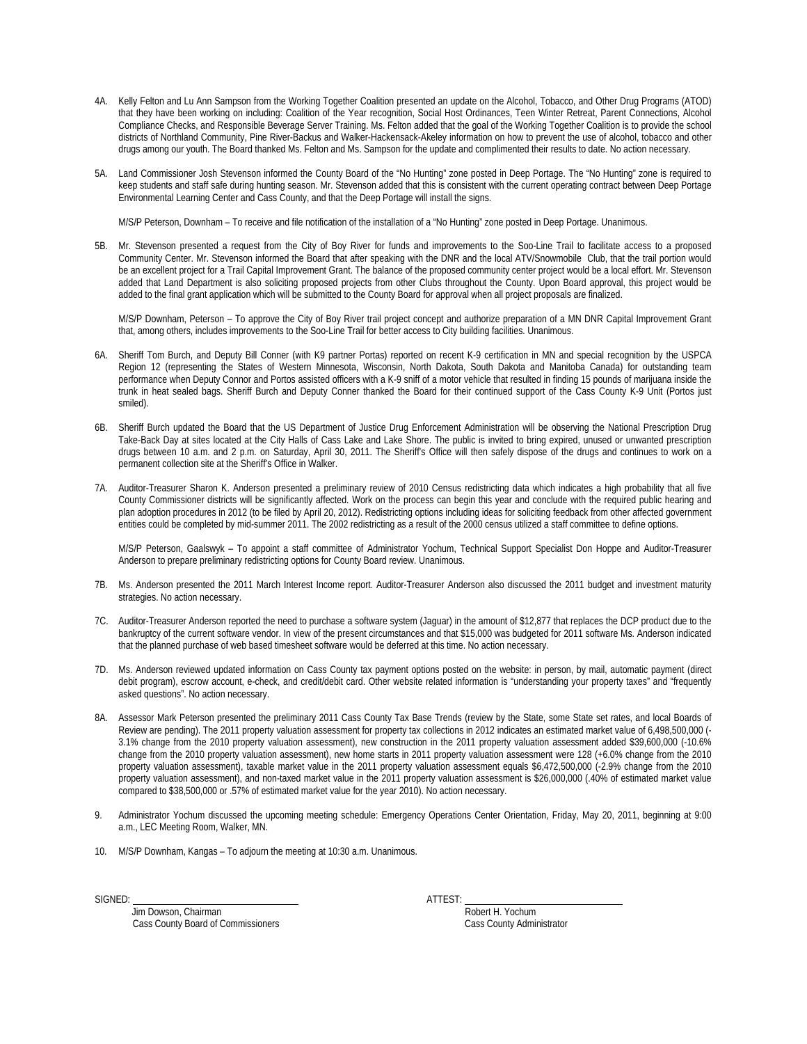4A. Kelly Felton and Lu Ann Sampson from the Working Together Coalition presented an update on the Alcohol, Tobacco, and Other Drug Programs (ATOD) that they have been working on including: Coalition of the Year recognition, Social Host Ordinances, Teen Winter Retreat, Parent Connections, Alcohol Compliance Checks, and Responsible Beverage Server Training. Ms. Felton added that the goal of the Working Together Coalition is to provide the school districts of Northland Community, Pine River-Backus and Walker-Hackensack-Akeley information on how to prevent the use of alcohol, tobacco and other drugs among our youth. The Board thanked Ms. Felton and Ms. Sampson for the update and complimented their results to date. No action necessary.

5A. Land Commissioner Josh Stevenson informed the County Board of the "No Hunting" zone posted in Deep Portage. The "No Hunting" zone is required to keep students and staff safe during hunting season. Mr. Stevenson added that this is consistent with the current operating contract between Deep Portage Environmental Learning Center and Cass County, and that the Deep Portage will install the signs.

M/S/P Peterson, Downham – To receive and file notification of the installation of a "No Hunting" zone posted in Deep Portage. Unanimous.

5B. Mr. Stevenson presented a request from the City of Boy River for funds and improvements to the Soo-Line Trail to facilitate access to a proposed Community Center. Mr. Stevenson informed the Board that after speaking with the DNR and the local ATV/Snowmobile Club, that the trail portion would be an excellent project for a Trail Capital Improvement Grant. The balance of the proposed community center project would be a local effort. Mr. Stevenson added that Land Department is also soliciting proposed projects from other Clubs throughout the County. Upon Board approval, this project would be added to the final grant application which will be submitted to the County Board for approval when all project proposals are finalized.

M/S/P Downham, Peterson – To approve the City of Boy River trail project concept and authorize preparation of a MN DNR Capital Improvement Grant that, among others, includes improvements to the Soo-Line Trail for better access to City building facilities. Unanimous.

6A. Sheriff Tom Burch, and Deputy Bill Conner (with K9 partner Portas) reported on recent K-9 certification in MN and special recognition by the USPCA Region 12 (representing the States of Western Minnesota, Wisconsin, North Dakota, South Dakota and Manitoba Canada) for outstanding team performance when Deputy Connor and Portos assisted officers with a K-9 sniff of a motor vehicle that resulted in finding 15 pounds of marijuana inside the trunk in heat sealed bags. Sheriff Burch and Deputy Conner thanked the Board for their continued support of the Cass County K-9 Unit (Portos just smiled).

6B. Sheriff Burch updated the Board that the US Department of Justice Drug Enforcement Administration will be observing the National Prescription Drug Take-Back Day at sites located at the City Halls of Cass Lake and Lake Shore. The public is invited to bring expired, unused or unwanted prescription drugs between 10 a.m. and 2 p.m. on Saturday, April 30, 2011. The Sheriff's Office will then safely dispose of the drugs and continues to work on a permanent collection site at the Sheriff's Office in Walker.

7A. Auditor-Treasurer Sharon K. Anderson presented a preliminary review of 2010 Census redistricting data which indicates a high probability that all five County Commissioner districts will be significantly affected. Work on the process can begin this year and conclude with the required public hearing and plan adoption procedures in 2012 (to be filed by April 20, 2012). Redistricting options including ideas for soliciting feedback from other affected government entities could be completed by mid-summer 2011. The 2002 redistricting as a result of the 2000 census utilized a staff committee to define options.

M/S/P Peterson, Gaalswyk – To appoint a staff committee of Administrator Yochum, Technical Support Specialist Don Hoppe and Auditor-Treasurer Anderson to prepare preliminary redistricting options for County Board review. Unanimous.

7B. Ms. Anderson presented the 2011 March Interest Income report. Auditor-Treasurer Anderson also discussed the 2011 budget and investment maturity strategies. No action necessary.

7C. Auditor-Treasurer Anderson reported the need to purchase a software system (Jaguar) in the amount of $12,877 that replaces the DCP product due to the bankruptcy of the current software vendor. In view of the present circumstances and that $15,000 was budgeted for 2011 software Ms. Anderson indicated that the planned purchase of web based timesheet software would be deferred at this time. No action necessary.

7D. Ms. Anderson reviewed updated information on Cass County tax payment options posted on the website: in person, by mail, automatic payment (direct debit program), escrow account, e-check, and credit/debit card. Other website related information is "understanding your property taxes" and "frequently asked questions". No action necessary.

8A. Assessor Mark Peterson presented the preliminary 2011 Cass County Tax Base Trends (review by the State, some State set rates, and local Boards of Review are pending). The 2011 property valuation assessment for property tax collections in 2012 indicates an estimated market value of 6,498,500,000 (-3.1% change from the 2010 property valuation assessment), new construction in the 2011 property valuation assessment added $39,600,000 (-10.6% change from the 2010 property valuation assessment), new home starts in 2011 property valuation assessment were 128 (+6.0% change from the 2010 property valuation assessment), taxable market value in the 2011 property valuation assessment equals $6,472,500,000 (-2.9% change from the 2010 property valuation assessment), and non-taxed market value in the 2011 property valuation assessment is $26,000,000 (.40% of estimated market value compared to $38,500,000 or .57% of estimated market value for the year 2010). No action necessary.

9. Administrator Yochum discussed the upcoming meeting schedule: Emergency Operations Center Orientation, Friday, May 20, 2011, beginning at 9:00 a.m., LEC Meeting Room, Walker, MN.

10. M/S/P Downham, Kangas – To adjourn the meeting at 10:30 a.m. Unanimous.

SIGNED: ______________________________
Jim Dowson, Chairman
Cass County Board of Commissioners

ATTEST: ______________________________
Robert H. Yochum
Cass County Administrator